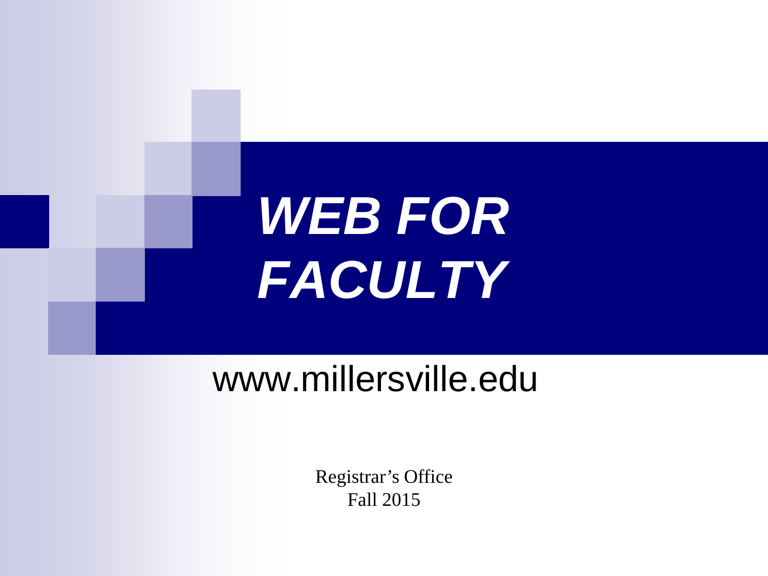# *WEB FOR FACULTY*

www.millersville.edu

Registrar's Office
Fall 2015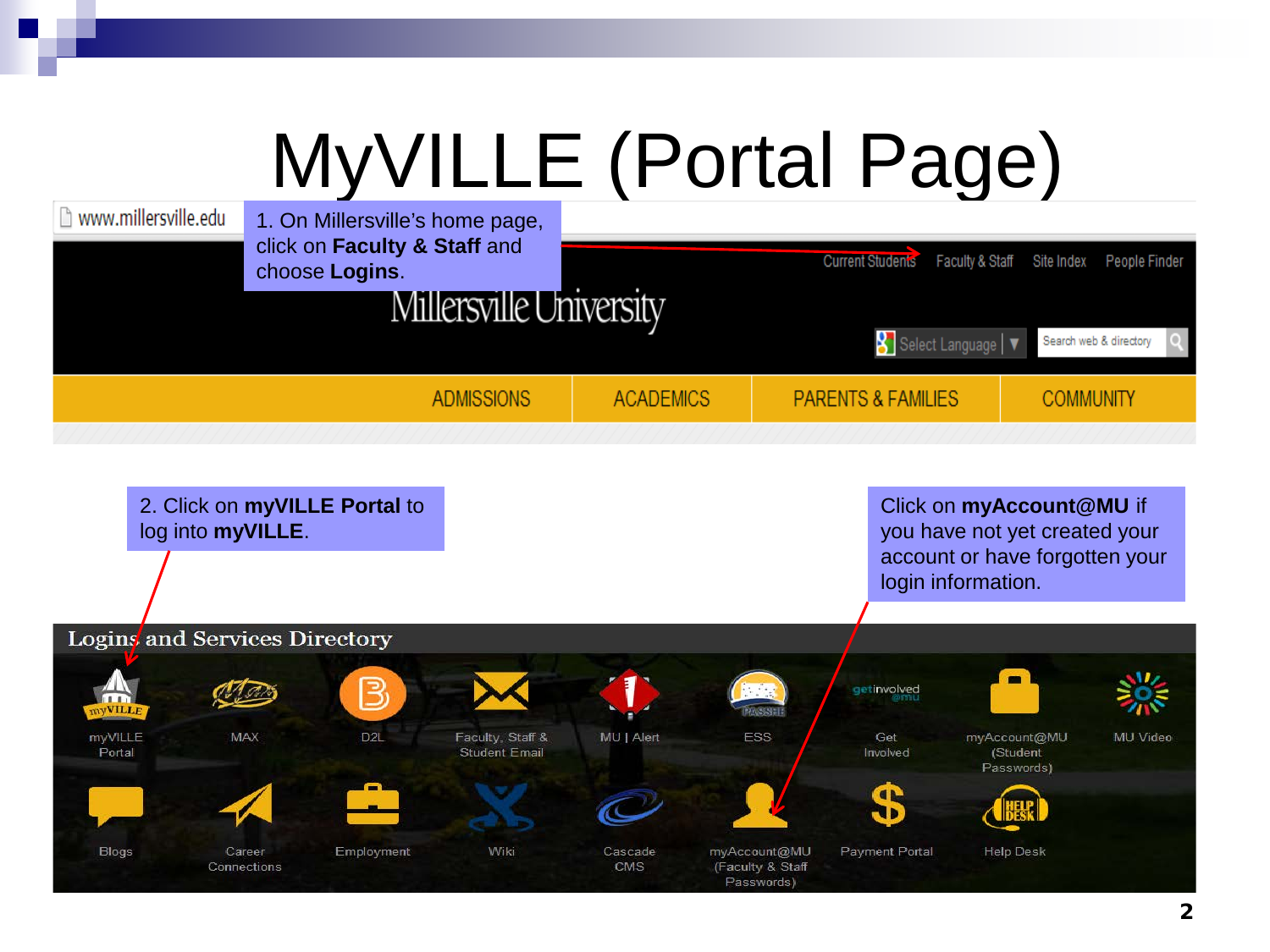# MyVILLE (Portal Page)

1. On Millersville's home page, click on **Faculty & Staff** and choose **Logins**.

2. Click on **myVILLE Portal** to log into **myVILLE**.

Click on **myAccount@MU** if you have not yet created your account or have forgotten your login information.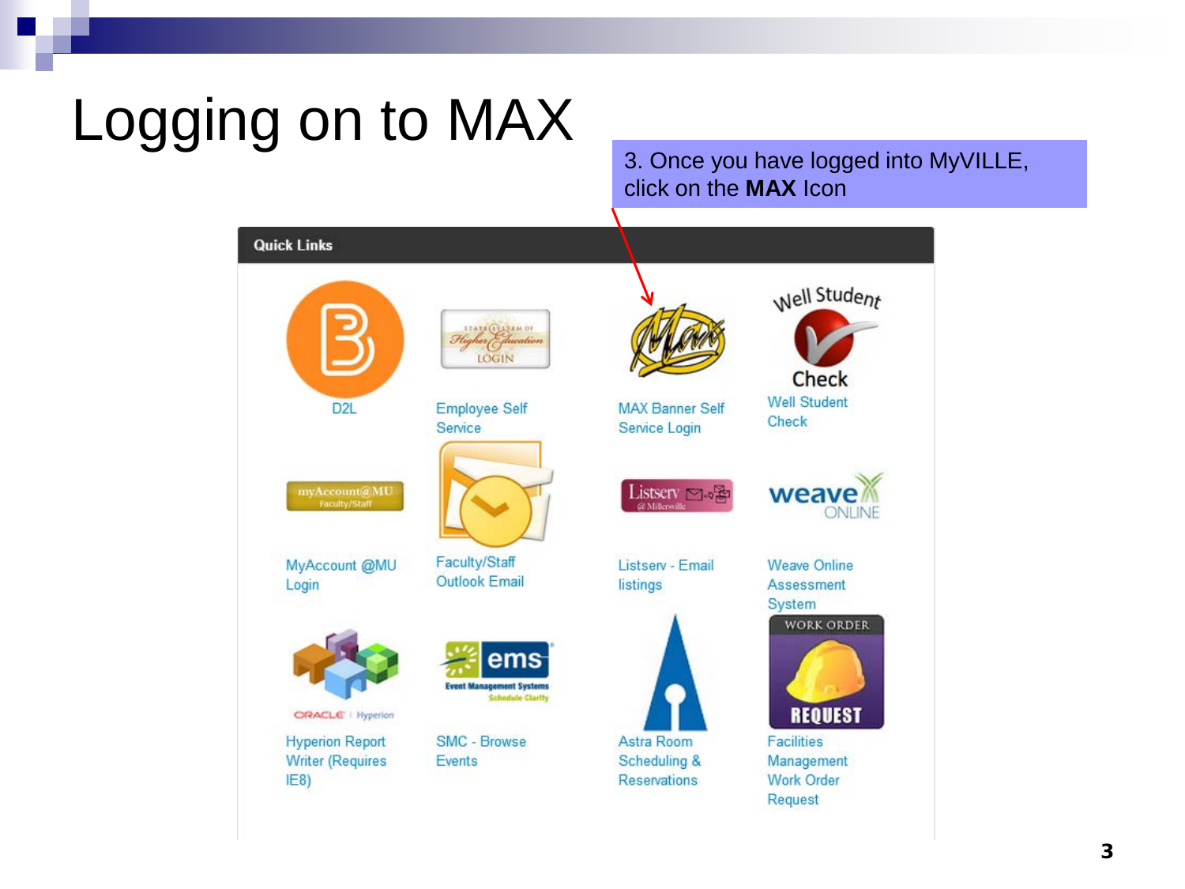# Logging on to MAX

3. Once you have logged into MyVILLE, click on the **MAX** Icon

**Quick Links**

| | | | |
|---|---|---|---|
| D2L | Employee Self Service | MAX Banner Self Service Login | Well Student Check |
| MyAccount @MU Login | Faculty/Staff Outlook Email | Listserv - Email listings | Weave Online Assessment System |
| Hyperion Report Writer (Requires IE8) | SMC - Browse Events | Astra Room Scheduling & Reservations | Facilities Management Work Order Request |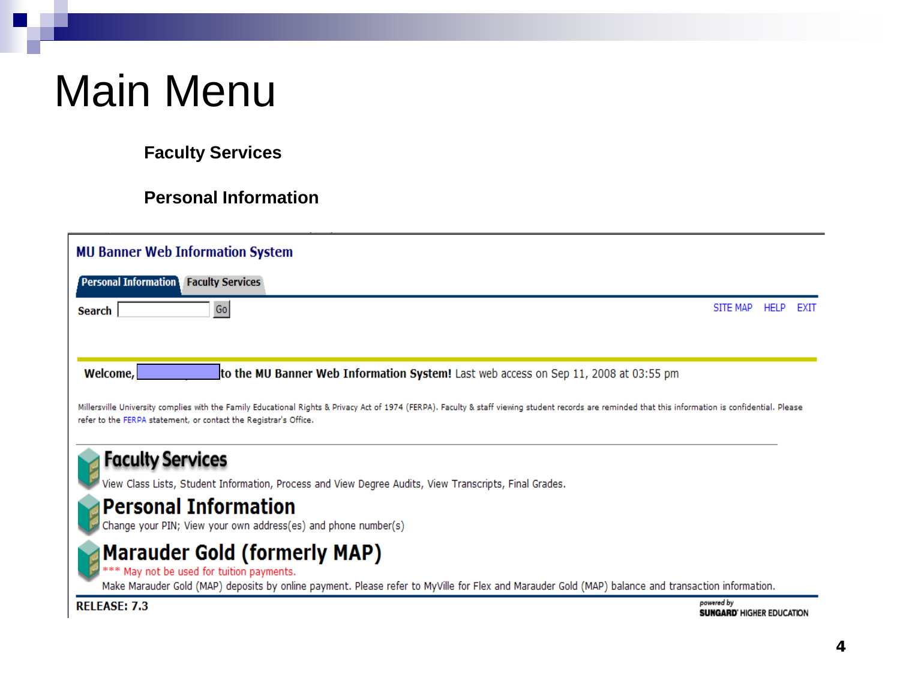# Main Menu

**Faculty Services**

**Personal Information**

**MU Banner Web Information System**

Personal Information | Faculty Services

Search [ ] Go

SITE MAP HELP EXIT

**Welcome, [ ] to the MU Banner Web Information System!** Last web access on Sep 11, 2008 at 03:55 pm

Millersville University complies with the Family Educational Rights & Privacy Act of 1974 (FERPA). Faculty & staff viewing student records are reminded that this information is confidential. Please refer to the FERPA statement, or contact the Registrar's Office.

## Faculty Services

View Class Lists, Student Information, Process and View Degree Audits, View Transcripts, Final Grades.

## Personal Information

Change your PIN; View your own address(es) and phone number(s)

## Marauder Gold (formerly MAP)

*** May not be used for tuition payments.

Make Marauder Gold (MAP) deposits by online payment. Please refer to MyVille for Flex and Marauder Gold (MAP) balance and transaction information.

**RELEASE: 7.3**

powered by SUNGARD HIGHER EDUCATION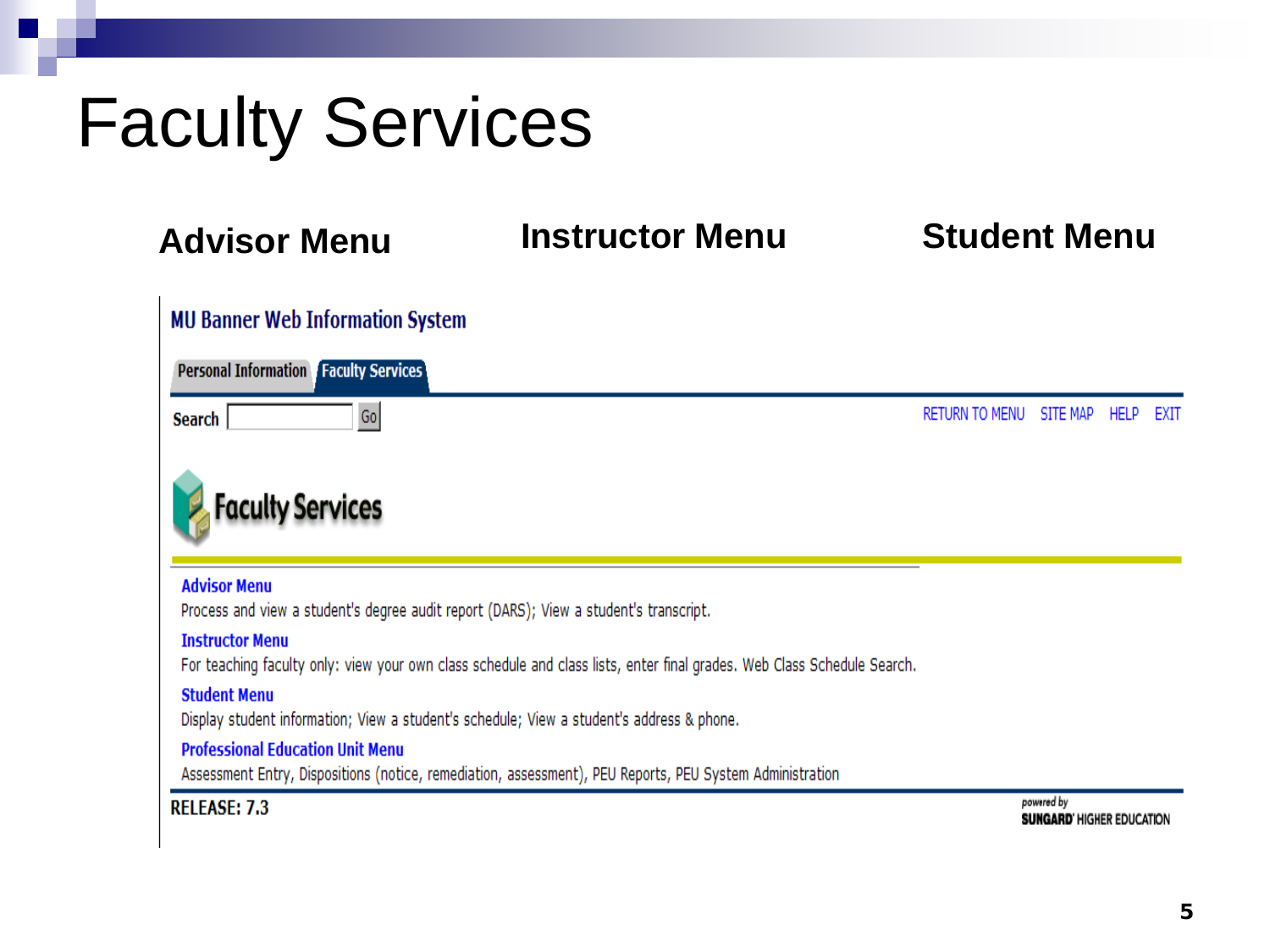# Faculty Services

**Advisor Menu** **Instructor Menu** **Student Menu**

MU Banner Web Information System

Personal Information | Faculty Services

Search [ ] Go

RETURN TO MENU SITE MAP HELP EXIT

## Faculty Services

**Advisor Menu**
Process and view a student's degree audit report (DARS); View a student's transcript.

**Instructor Menu**
For teaching faculty only: view your own class schedule and class lists, enter final grades. Web Class Schedule Search.

**Student Menu**
Display student information; View a student's schedule; View a student's address & phone.

**Professional Education Unit Menu**
Assessment Entry, Dispositions (notice, remediation, assessment), PEU Reports, PEU System Administration

RELEASE: 7.3

powered by SUNGARD HIGHER EDUCATION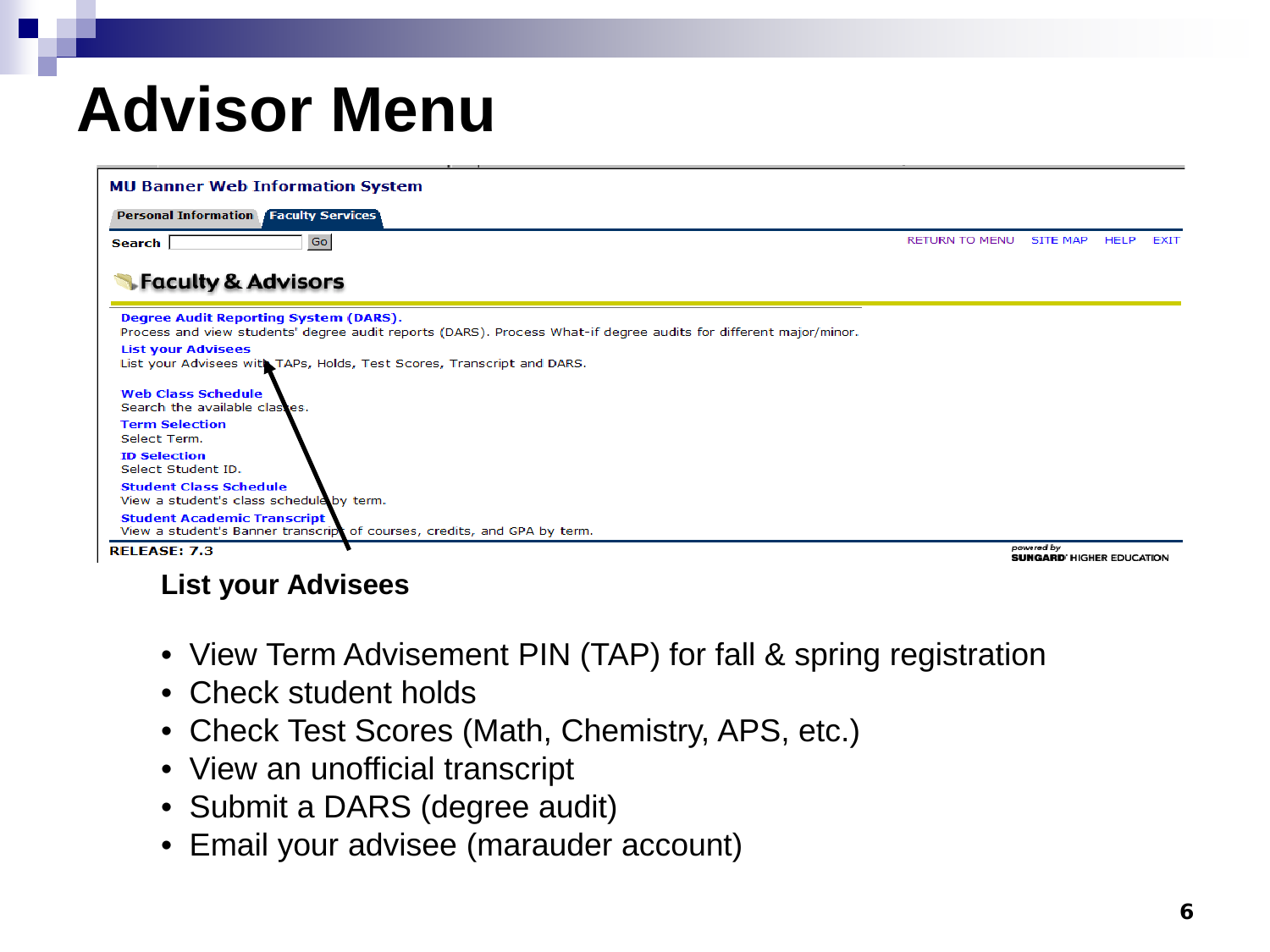# Advisor Menu

MU Banner Web Information System

Personal Information | Faculty Services

Search [ ] Go

RETURN TO MENU | SITE MAP | HELP | EXIT

## Faculty & Advisors

**Degree Audit Reporting System (DARS).**
Process and view students' degree audit reports (DARS). Process What-if degree audits for different major/minor.

**List your Advisees**
List your Advisees with TAPs, Holds, Test Scores, Transcript and DARS.

**Web Class Schedule**
Search the available classes.

**Term Selection**
Select Term.

**ID Selection**
Select Student ID.

**Student Class Schedule**
View a student's class schedule by term.

**Student Academic Transcript**
View a student's Banner transcript of courses, credits, and GPA by term.

RELEASE: 7.3

powered by SUNGARD HIGHER EDUCATION

**List your Advisees**

- View Term Advisement PIN (TAP) for fall & spring registration
- Check student holds
- Check Test Scores (Math, Chemistry, APS, etc.)
- View an unofficial transcript
- Submit a DARS (degree audit)
- Email your advisee (marauder account)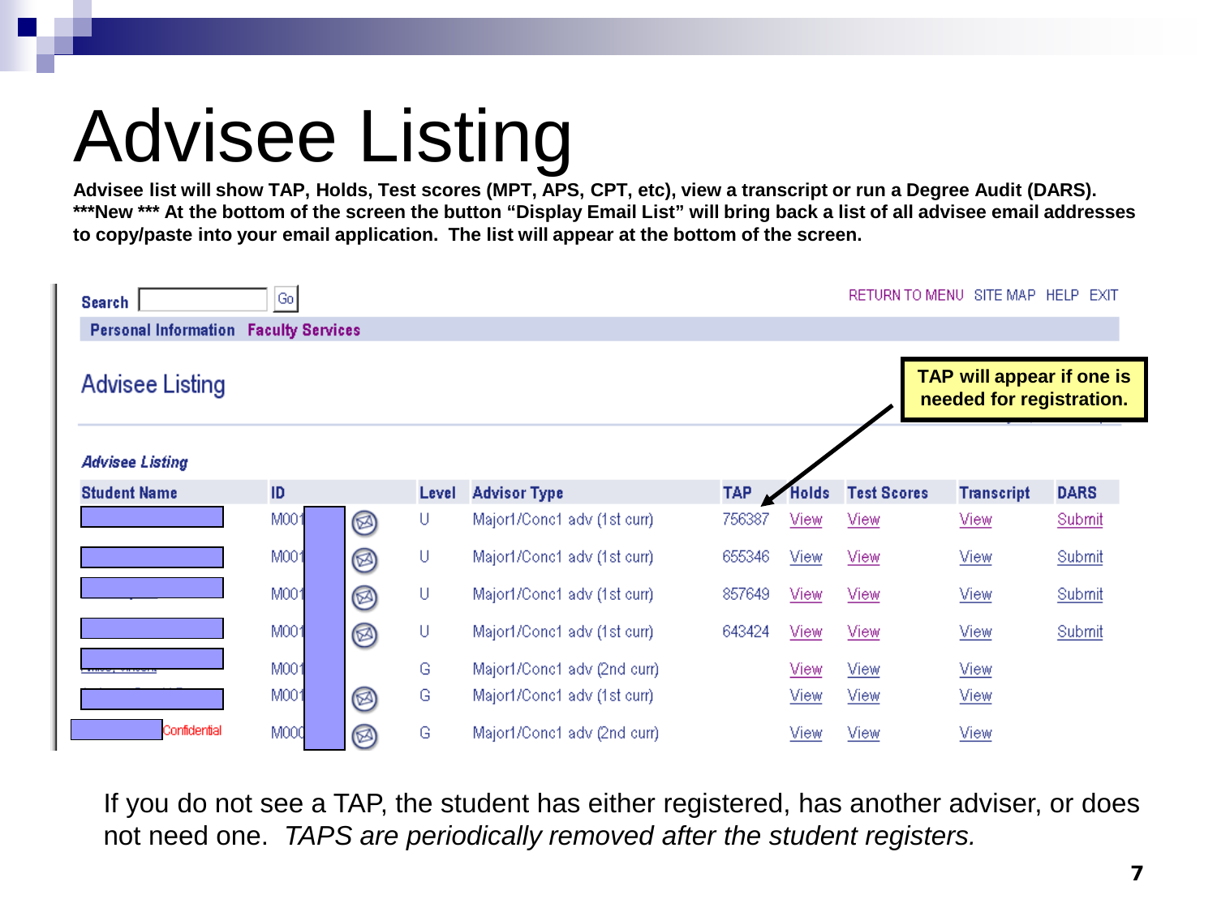# Advisee Listing

**Advisee list will show TAP, Holds, Test scores (MPT, APS, CPT, etc), view a transcript or run a Degree Audit (DARS). ***New *** At the bottom of the screen the button "Display Email List" will bring back a list of all advisee email addresses to copy/paste into your email application. The list will appear at the bottom of the screen.**

Search [ ] Go  RETURN TO MENU SITE MAP HELP EXIT

Personal Information **Faculty Services**

## Advisee Listing

**TAP will appear if one is needed for registration.**

*Advisee Listing*

| Student Name | ID | | Level | Advisor Type | TAP | Holds | Test Scores | Transcript | DARS |
|---|---|---|---|---|---|---|---|---|---|
| | M001 | | U | Major1/Conc1 adv (1st curr) | 756387 | View | View | View | Submit |
| | M001 | | U | Major1/Conc1 adv (1st curr) | 655346 | View | View | View | Submit |
| | M001 | | U | Major1/Conc1 adv (1st curr) | 857649 | View | View | View | Submit |
| | M001 | | U | Major1/Conc1 adv (1st curr) | 643424 | View | View | View | Submit |
| | M001 | | G | Major1/Conc1 adv (2nd curr) | | View | View | View | |
| | M001 | | G | Major1/Conc1 adv (1st curr) | | View | View | View | |
| Confidential | M000 | | G | Major1/Conc1 adv (2nd curr) | | View | View | View | |

If you do not see a TAP, the student has either registered, has another adviser, or does not need one. *TAPS are periodically removed after the student registers.*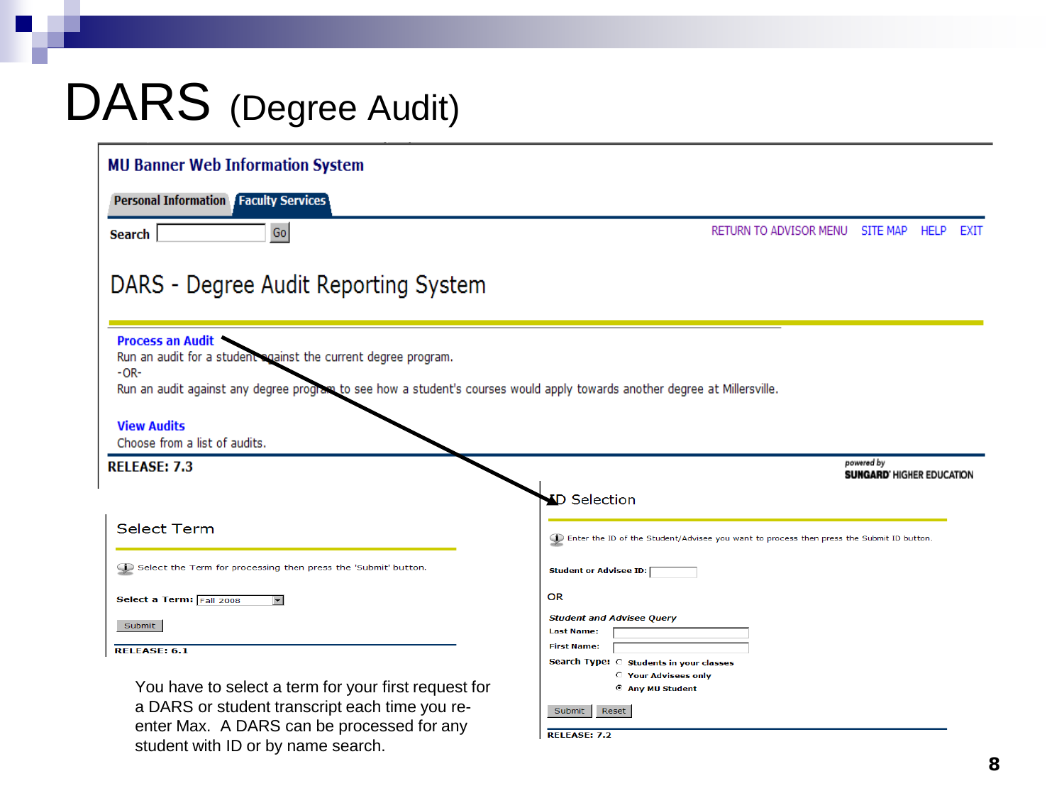# DARS (Degree Audit)

**MU Banner Web Information System**

Personal Information | Faculty Services

Search [ ] Go

RETURN TO ADVISOR MENU   SITE MAP   HELP   EXIT

## DARS - Degree Audit Reporting System

**Process an Audit**
Run an audit for a student against the current degree program.
-OR-
Run an audit against any degree program to see how a student's courses would apply towards another degree at Millersville.

**View Audits**
Choose from a list of audits.

**RELEASE: 7.3**

powered by SUNGARD HIGHER EDUCATION

### Select Term

Select the Term for processing then press the 'Submit' button.

**Select a Term:** Fall 2008

Submit

RELEASE: 6.1

### ID Selection

Enter the ID of the Student/Advisee you want to process then press the Submit ID button.

**Student or Advisee ID:** [ ]

OR

***Student and Advisee Query***

**Last Name:** [ ]

**First Name:** [ ]

**Search Type:**
- Students in your classes
- Your Advisees only
- Any MU Student

Submit   Reset

RELEASE: 7.2

You have to select a term for your first request for a DARS or student transcript each time you re-enter Max. A DARS can be processed for any student with ID or by name search.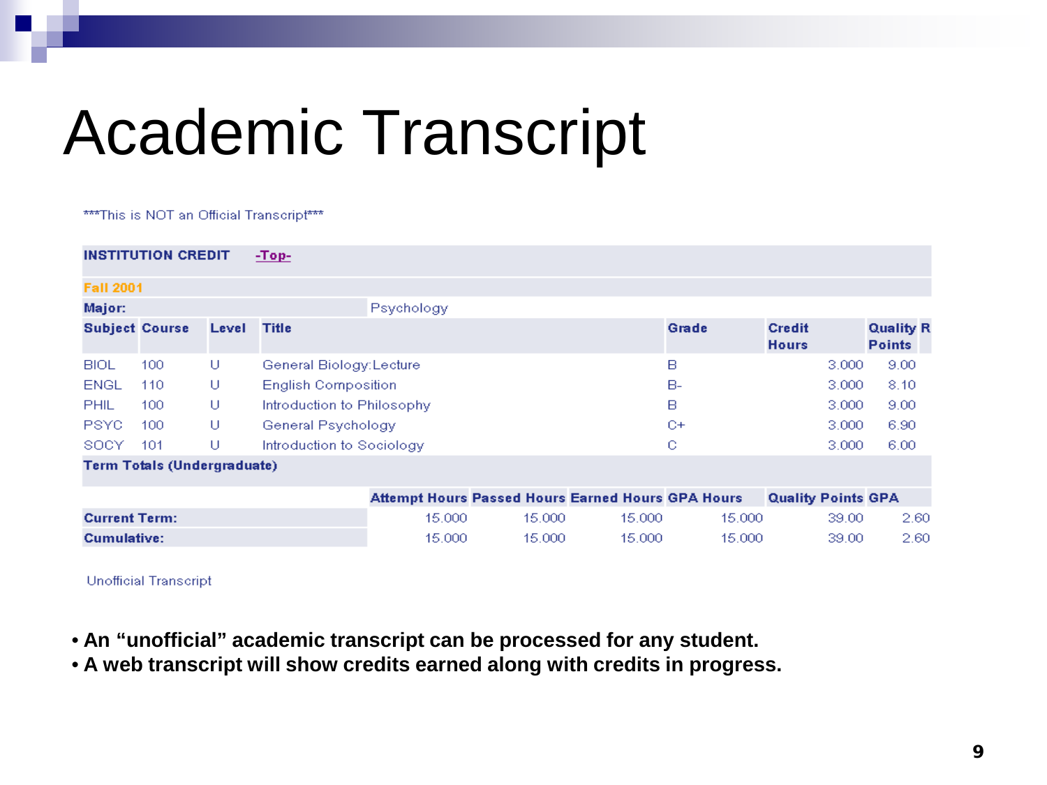# Academic Transcript

***This is NOT an Official Transcript***

| INSTITUTION CREDIT | -Top- | | | | | |
|---|---|---|---|---|---|---|
| **Fall 2001** | | | | | | |
| **Major:** | | | Psychology | | | |
| **Subject** | **Course** | **Level** | **Title** | **Grade** | **Credit Hours** | **Quality Points** |
| BIOL | 100 | U | General Biology:Lecture | B | 3.000 | 9.00 |
| ENGL | 110 | U | English Composition | B- | 3.000 | 8.10 |
| PHIL | 100 | U | Introduction to Philosophy | B | 3.000 | 9.00 |
| PSYC | 100 | U | General Psychology | C+ | 3.000 | 6.90 |
| SOCY | 101 | U | Introduction to Sociology | C | 3.000 | 6.00 |

**Term Totals (Undergraduate)**

| | Attempt Hours | Passed Hours | Earned Hours | GPA Hours | Quality Points | GPA |
|---|---|---|---|---|---|---|
| **Current Term:** | 15.000 | 15.000 | 15.000 | 15.000 | 39.00 | 2.60 |
| **Cumulative:** | 15.000 | 15.000 | 15.000 | 15.000 | 39.00 | 2.60 |

Unofficial Transcript

- **An "unofficial" academic transcript can be processed for any student.**
- **A web transcript will show credits earned along with credits in progress.**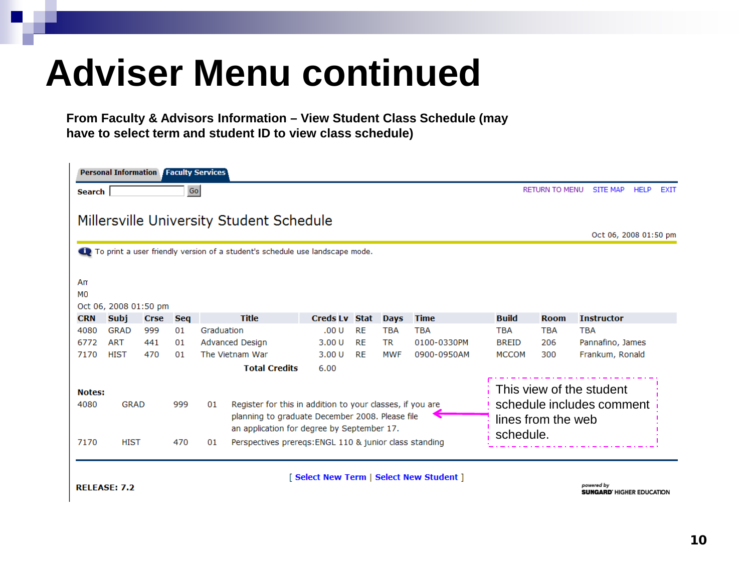# Adviser Menu continued

**From Faculty & Advisors Information – View Student Class Schedule (may have to select term and student ID to view class schedule)**

Personal Information | Faculty Services

**Search** [ ] Go

RETURN TO MENU   SITE MAP   HELP   EXIT

## Millersville University Student Schedule

Oct 06, 2008 01:50 pm

To print a user friendly version of a student's schedule use landscape mode.

An
M0
Oct 06, 2008 01:50 pm

| CRN | Subj | Crse | Seq | Title | Creds Lv | Stat | Days | Time | Build | Room | Instructor |
|---|---|---|---|---|---|---|---|---|---|---|---|
| 4080 | GRAD | 999 | 01 | Graduation | .00 U | RE | TBA | TBA | TBA | TBA | TBA |
| 6772 | ART | 441 | 01 | Advanced Design | 3.00 U | RE | TR | 0100-0330PM | BREID | 206 | Pannafino, James |
| 7170 | HIST | 470 | 01 | The Vietnam War | 3.00 U | RE | MWF | 0900-0950AM | MCCOM | 300 | Frankum, Ronald |
| | | | | **Total Credits** | 6.00 | | | | | | |

**Notes:**

| | | | | |
|---|---|---|---|---|
| 4080 | GRAD | 999 | 01 | Register for this in addition to your classes, if you are planning to graduate December 2008. Please file an application for degree by September 17. |
| 7170 | HIST | 470 | 01 | Perspectives prereqs:ENGL 110 & junior class standing |

This view of the student schedule includes comment lines from the web schedule.

[ Select New Term | Select New Student ]

**RELEASE: 7.2**

powered by SUNGARD HIGHER EDUCATION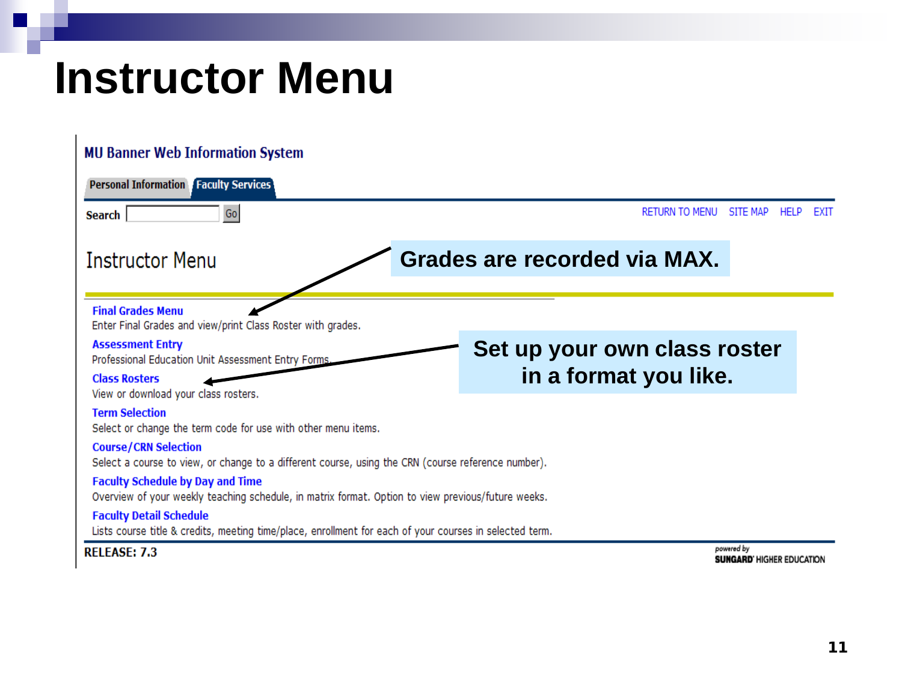# Instructor Menu

MU Banner Web Information System

Personal Information | Faculty Services

Search [ ] Go

RETURN TO MENU   SITE MAP   HELP   EXIT

## Instructor Menu

**Grades are recorded via MAX.**

**Final Grades Menu**
Enter Final Grades and view/print Class Roster with grades.

**Assessment Entry**
Professional Education Unit Assessment Entry Forms.

**Set up your own class roster in a format you like.**

**Class Rosters**
View or download your class rosters.

**Term Selection**
Select or change the term code for use with other menu items.

**Course/CRN Selection**
Select a course to view, or change to a different course, using the CRN (course reference number).

**Faculty Schedule by Day and Time**
Overview of your weekly teaching schedule, in matrix format. Option to view previous/future weeks.

**Faculty Detail Schedule**
Lists course title & credits, meeting time/place, enrollment for each of your courses in selected term.

RELEASE: 7.3

powered by SUNGARD HIGHER EDUCATION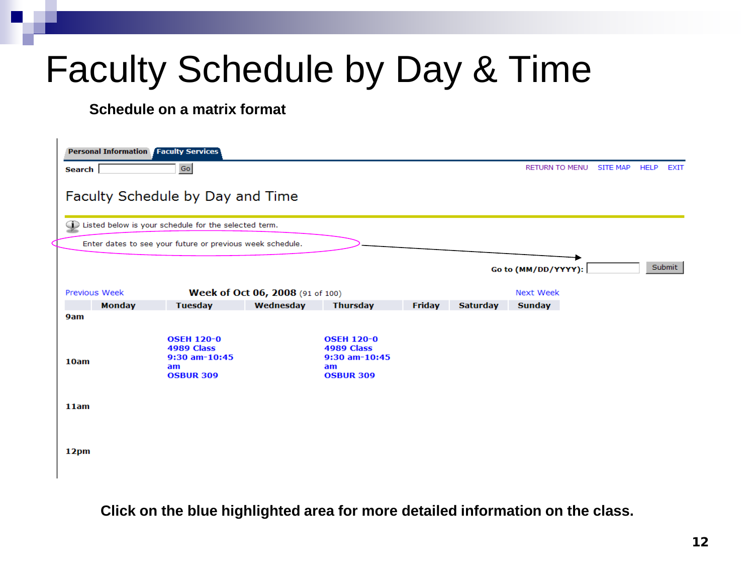# Faculty Schedule by Day & Time

**Schedule on a matrix format**

Personal Information | Faculty Services

Search [ ] Go

RETURN TO MENU SITE MAP HELP EXIT

## Faculty Schedule by Day and Time

Listed below is your schedule for the selected term.

Enter dates to see your future or previous week schedule.

Go to (MM/DD/YYYY): [ ] Submit

Previous Week — **Week of Oct 06, 2008** (91 of 100) — Next Week

| | Monday | Tuesday | Wednesday | Thursday | Friday | Saturday | Sunday |
|---|---|---|---|---|---|---|---|
| 9am | | | | | | | |
| 10am | | OSEH 120-0 4989 Class 9:30 am-10:45 am OSBUR 309 | | OSEH 120-0 4989 Class 9:30 am-10:45 am OSBUR 309 | | | |
| 11am | | | | | | | |
| 12pm | | | | | | | |

**Click on the blue highlighted area for more detailed information on the class.**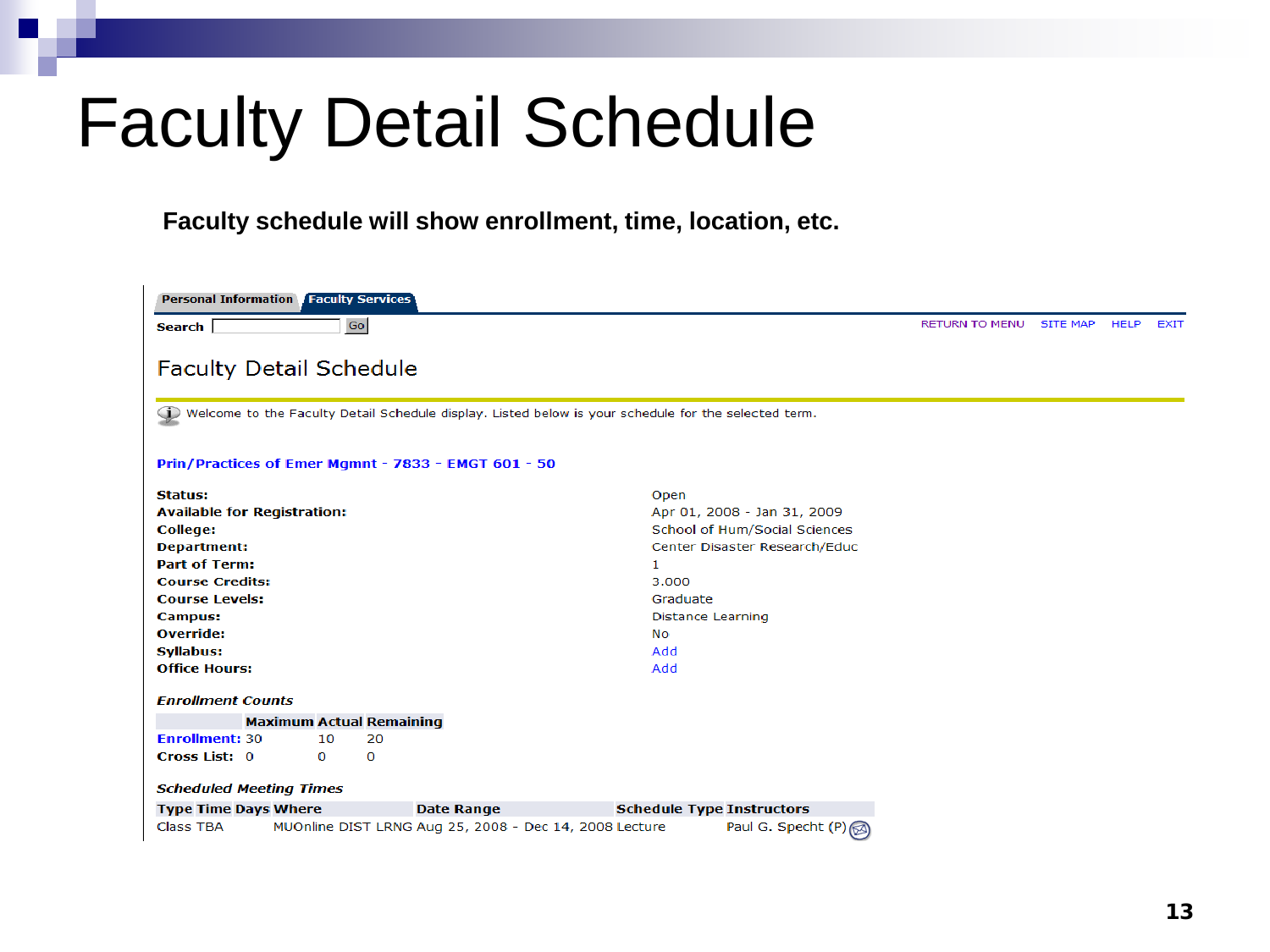# Faculty Detail Schedule

**Faculty schedule will show enrollment, time, location, etc.**

Personal Information | Faculty Services

Search [ ] Go

RETURN TO MENU   SITE MAP   HELP   EXIT

## Faculty Detail Schedule

Welcome to the Faculty Detail Schedule display. Listed below is your schedule for the selected term.

**Prin/Practices of Emer Mgmnt - 7833 - EMGT 601 - 50**

| | |
|---|---|
| **Status:** | Open |
| **Available for Registration:** | Apr 01, 2008 - Jan 31, 2009 |
| **College:** | School of Hum/Social Sciences |
| **Department:** | Center Disaster Research/Educ |
| **Part of Term:** | 1 |
| **Course Credits:** | 3.000 |
| **Course Levels:** | Graduate |
| **Campus:** | Distance Learning |
| **Override:** | No |
| **Syllabus:** | Add |
| **Office Hours:** | Add |

***Enrollment Counts***

| | Maximum | Actual | Remaining |
|---|---|---|---|
| **Enrollment:** | 30 | 10 | 20 |
| **Cross List:** | 0 | 0 | 0 |

***Scheduled Meeting Times***

| Type | Time | Days | Where | Date Range | Schedule Type | Instructors |
|---|---|---|---|---|---|---|
| Class | TBA | | MUOnline DIST LRNG | Aug 25, 2008 - Dec 14, 2008 | Lecture | Paul G. Specht (P) |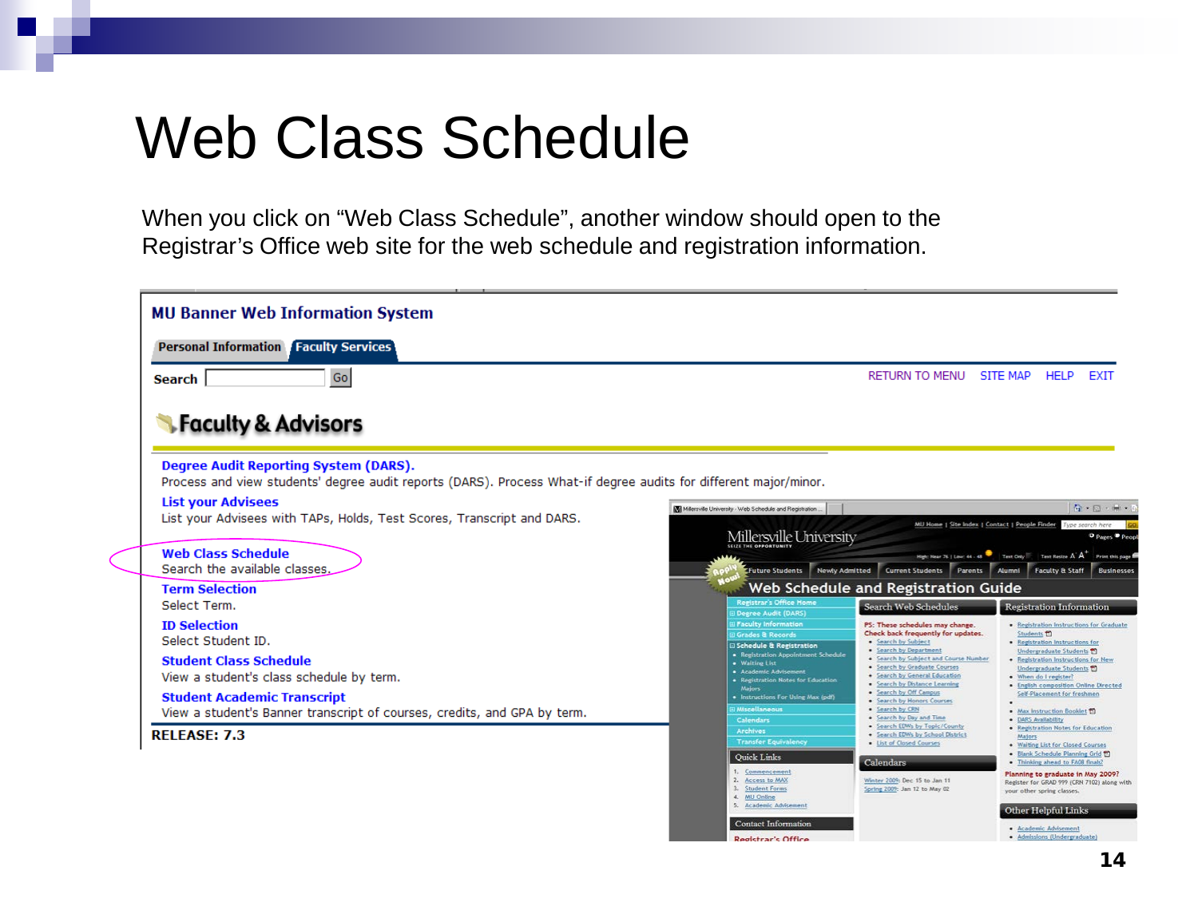# Web Class Schedule

When you click on “Web Class Schedule”, another window should open to the Registrar’s Office web site for the web schedule and registration information.

**MU Banner Web Information System**

Personal Information | Faculty Services

Search [ ] Go

RETURN TO MENU SITE MAP HELP EXIT

## Faculty & Advisors

**Degree Audit Reporting System (DARS).**
Process and view students' degree audit reports (DARS). Process What-if degree audits for different major/minor.

**List your Advisees**
List your Advisees with TAPs, Holds, Test Scores, Transcript and DARS.

**Web Class Schedule**
Search the available classes.

**Term Selection**
Select Term.

**ID Selection**
Select Student ID.

**Student Class Schedule**
View a student's class schedule by term.

**Student Academic Transcript**
View a student's Banner transcript of courses, credits, and GPA by term.

**RELEASE: 7.3**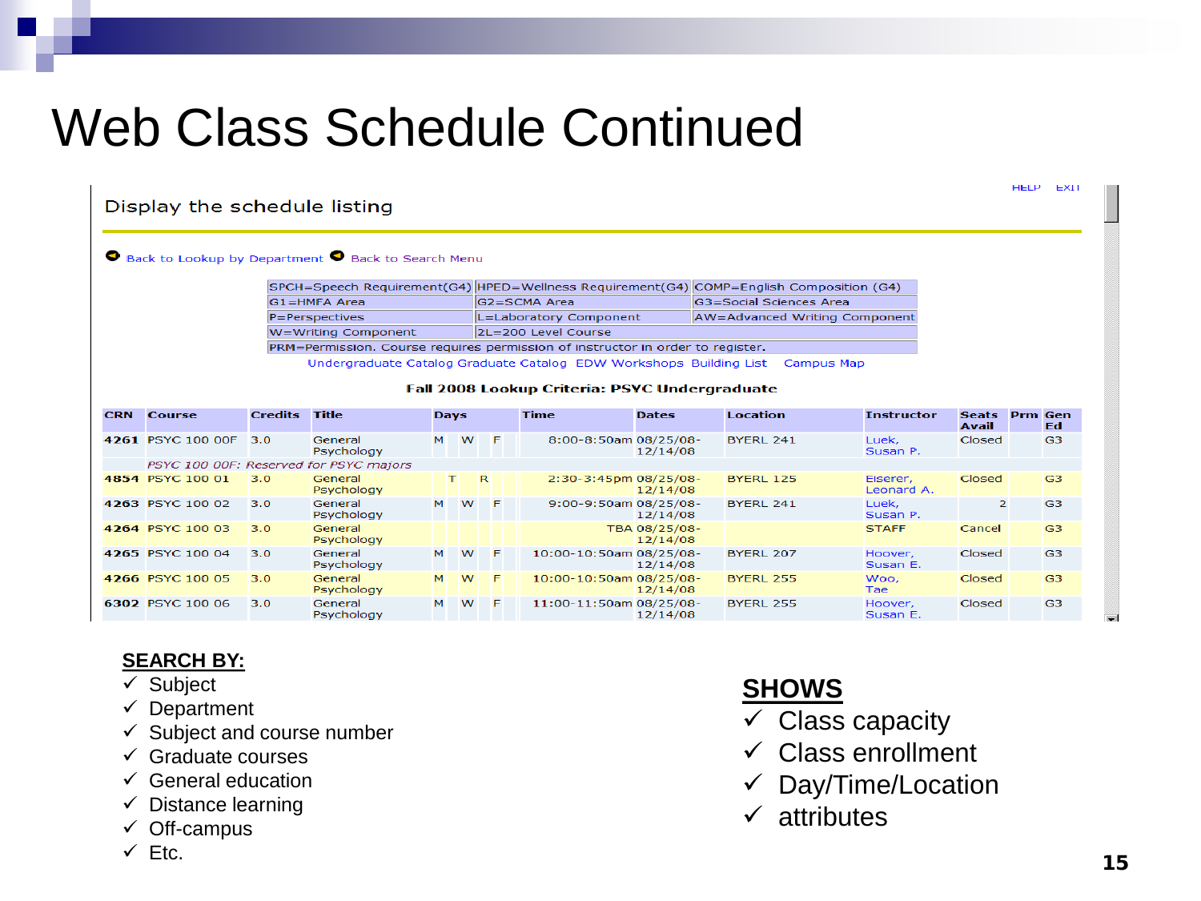# Web Class Schedule Continued

HELP EXIT

Display the schedule listing

Back to Lookup by Department Back to Search Menu

| SPCH=Speech Requirement(G4) | HPED=Wellness Requirement(G4) | COMP=English Composition (G4) |
|---|---|---|
| G1=HMFA Area | G2=SCMA Area | G3=Social Sciences Area |
| P=Perspectives | L=Laboratory Component | AW=Advanced Writing Component |
| W=Writing Component | 2L=200 Level Course | |
| PRM=Permission. Course requires permission of instructor in order to register. | | |

Undergraduate Catalog Graduate Catalog EDW Workshops Building List Campus Map

**Fall 2008 Lookup Criteria: PSYC Undergraduate**

| CRN | Course | Credits | Title | Days | Time | Dates | Location | Instructor | Seats Avail | Prm | Gen Ed |
|---|---|---|---|---|---|---|---|---|---|---|---|
| 4261 | PSYC 100 00F | 3.0 | General Psychology | M W F | 8:00-8:50am | 08/25/08-12/14/08 | BYERL 241 | Luek, Susan P. | Closed | | G3 |
| | *PSYC 100 00F: Reserved for PSYC majors* | | | | | | | | | | |
| 4854 | PSYC 100 01 | 3.0 | General Psychology | T R | 2:30-3:45pm | 08/25/08-12/14/08 | BYERL 125 | Elserer, Leonard A. | Closed | | G3 |
| 4263 | PSYC 100 02 | 3.0 | General Psychology | M W F | 9:00-9:50am | 08/25/08-12/14/08 | BYERL 241 | Luek, Susan P. | 2 | | G3 |
| 4264 | PSYC 100 03 | 3.0 | General Psychology | | TBA | 08/25/08-12/14/08 | | STAFF | Cancel | | G3 |
| 4265 | PSYC 100 04 | 3.0 | General Psychology | M W F | 10:00-10:50am | 08/25/08-12/14/08 | BYERL 207 | Hoover, Susan E. | Closed | | G3 |
| 4266 | PSYC 100 05 | 3.0 | General Psychology | M W F | 10:00-10:50am | 08/25/08-12/14/08 | BYERL 255 | Woo, Tae | Closed | | G3 |
| 6302 | PSYC 100 06 | 3.0 | General Psychology | M W F | 11:00-11:50am | 08/25/08-12/14/08 | BYERL 255 | Hoover, Susan E. | Closed | | G3 |

**SEARCH BY:**

- ✓ Subject
- ✓ Department
- ✓ Subject and course number
- ✓ Graduate courses
- ✓ General education
- ✓ Distance learning
- ✓ Off-campus
- ✓ Etc.

**SHOWS**

- ✓ Class capacity
- ✓ Class enrollment
- ✓ Day/Time/Location
- ✓ attributes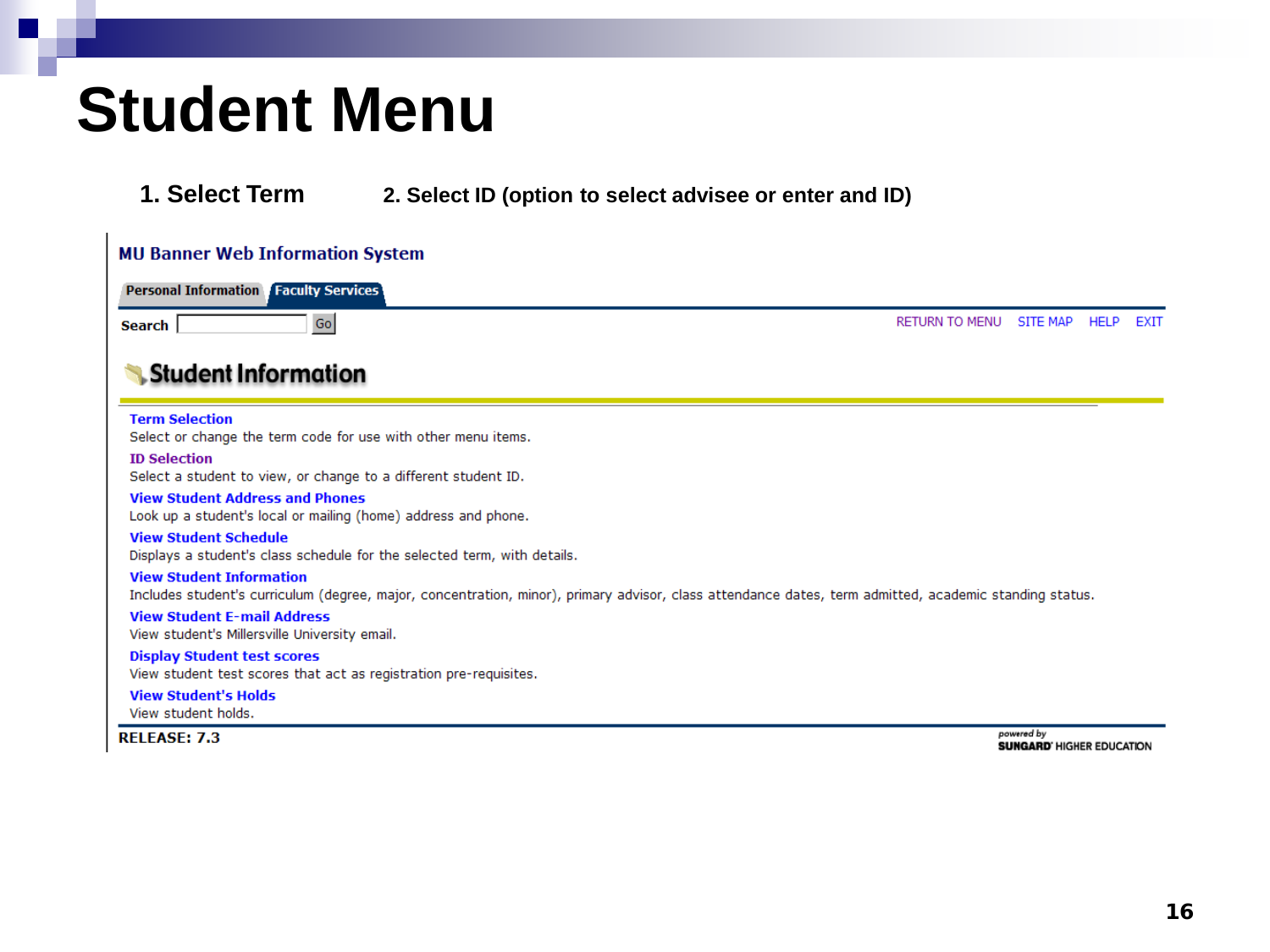# Student Menu

1. Select Term
2. Select ID (option to select advisee or enter and ID)

**MU Banner Web Information System**

Personal Information | Faculty Services

Search [ ] Go

RETURN TO MENU SITE MAP HELP EXIT

## Student Information

**Term Selection**
Select or change the term code for use with other menu items.

**ID Selection**
Select a student to view, or change to a different student ID.

**View Student Address and Phones**
Look up a student's local or mailing (home) address and phone.

**View Student Schedule**
Displays a student's class schedule for the selected term, with details.

**View Student Information**
Includes student's curriculum (degree, major, concentration, minor), primary advisor, class attendance dates, term admitted, academic standing status.

**View Student E-mail Address**
View student's Millersville University email.

**Display Student test scores**
View student test scores that act as registration pre-requisites.

**View Student's Holds**
View student holds.

RELEASE: 7.3

powered by SUNGARD HIGHER EDUCATION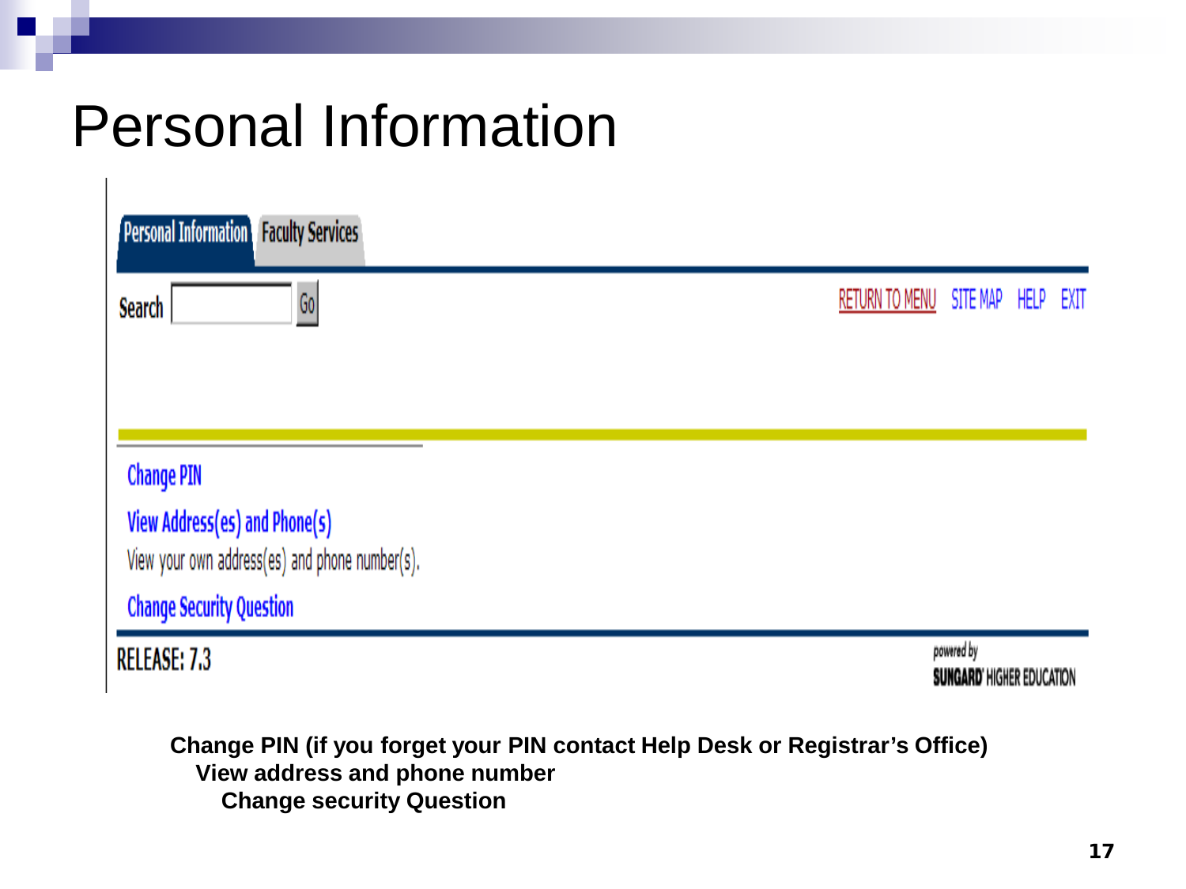# Personal Information

Personal Information | Faculty Services

Search [ ] Go

RETURN TO MENU SITE MAP HELP EXIT

Change PIN

View Address(es) and Phone(s)

View your own address(es) and phone number(s).

Change Security Question

RELEASE: 7.3

powered by SUNGARD HIGHER EDUCATION

**Change PIN (if you forget your PIN contact Help Desk or Registrar's Office)**

**View address and phone number**

**Change security Question**